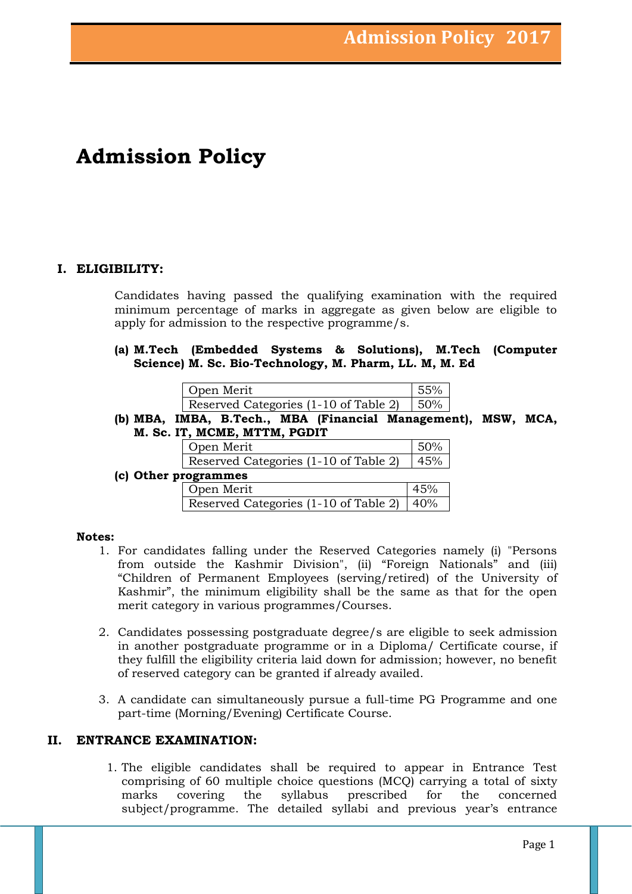# Admission Policy

## I. ELIGIBILITY:

Candidates having passed the qualifying examination with the required minimum percentage of marks in aggregate as given below are eligible to apply for admission to the respective programme/s.

**(a) M.Tech (Embedded Systems & Solutions), M.Tech (Computer Science) M. Sc. Bio-Technology, M. Pharm, LL. M, M. Ed**

| | |
|---|---|
| Open Merit | 55% |
| Reserved Categories (1-10 of Table 2) | 50% |

**(b) MBA, IMBA, B.Tech., MBA (Financial Management), MSW, MCA, M. Sc. IT, MCME, MTTM, PGDIT**

| | |
|---|---|
| Open Merit | 50% |
| Reserved Categories (1-10 of Table 2) | 45% |

**(c) Other programmes**

| | |
|---|---|
| Open Merit | 45% |
| Reserved Categories (1-10 of Table 2) | 40% |

**Notes:**

1. For candidates falling under the Reserved Categories namely (i) "Persons from outside the Kashmir Division", (ii) "Foreign Nationals" and (iii) "Children of Permanent Employees (serving/retired) of the University of Kashmir", the minimum eligibility shall be the same as that for the open merit category in various programmes/Courses.
2. Candidates possessing postgraduate degree/s are eligible to seek admission in another postgraduate programme or in a Diploma/ Certificate course, if they fulfill the eligibility criteria laid down for admission; however, no benefit of reserved category can be granted if already availed.
3. A candidate can simultaneously pursue a full-time PG Programme and one part-time (Morning/Evening) Certificate Course.

## II. ENTRANCE EXAMINATION:

1. The eligible candidates shall be required to appear in Entrance Test comprising of 60 multiple choice questions (MCQ) carrying a total of sixty marks covering the syllabus prescribed for the concerned subject/programme. The detailed syllabi and previous year's entrance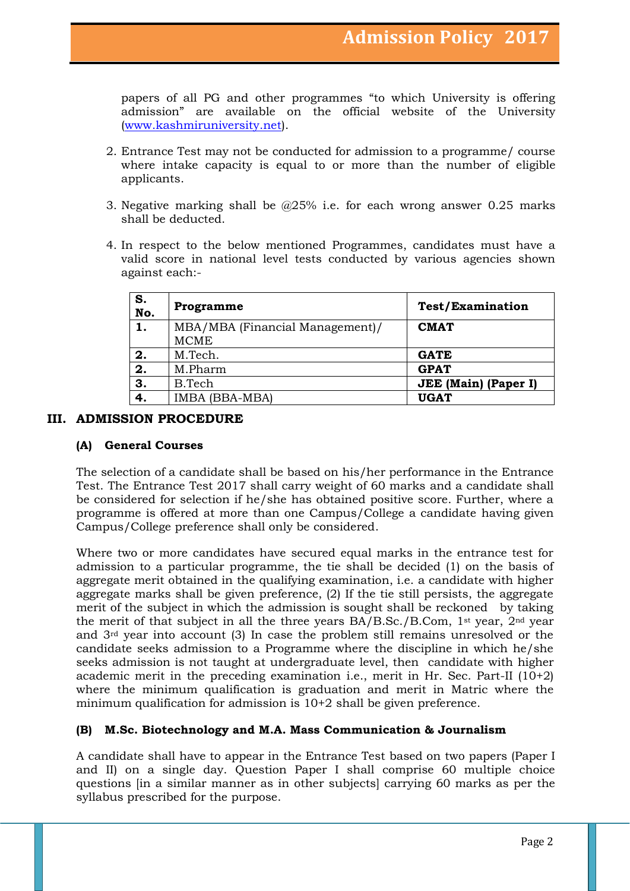papers of all PG and other programmes "to which University is offering admission" are available on the official website of the University (www.kashmiruniversity.net).

2. Entrance Test may not be conducted for admission to a programme/ course where intake capacity is equal to or more than the number of eligible applicants.

3. Negative marking shall be @25% i.e. for each wrong answer 0.25 marks shall be deducted.

4. In respect to the below mentioned Programmes, candidates must have a valid score in national level tests conducted by various agencies shown against each:-

| S. No. | Programme | Test/Examination |
|---|---|---|
| **1.** | MBA/MBA (Financial Management)/ MCME | **CMAT** |
| **2.** | M.Tech. | **GATE** |
| **2.** | M.Pharm | **GPAT** |
| **3.** | B.Tech | **JEE (Main) (Paper I)** |
| **4.** | IMBA (BBA-MBA) | **UGAT** |

## III. ADMISSION PROCEDURE

### (A) General Courses

The selection of a candidate shall be based on his/her performance in the Entrance Test. The Entrance Test 2017 shall carry weight of 60 marks and a candidate shall be considered for selection if he/she has obtained positive score. Further, where a programme is offered at more than one Campus/College a candidate having given Campus/College preference shall only be considered.

Where two or more candidates have secured equal marks in the entrance test for admission to a particular programme, the tie shall be decided (1) on the basis of aggregate merit obtained in the qualifying examination, i.e. a candidate with higher aggregate marks shall be given preference, (2) If the tie still persists, the aggregate merit of the subject in which the admission is sought shall be reckoned by taking the merit of that subject in all the three years BA/B.Sc./B.Com, 1st year, 2nd year and 3rd year into account (3) In case the problem still remains unresolved or the candidate seeks admission to a Programme where the discipline in which he/she seeks admission is not taught at undergraduate level, then candidate with higher academic merit in the preceding examination i.e., merit in Hr. Sec. Part-II (10+2) where the minimum qualification is graduation and merit in Matric where the minimum qualification for admission is 10+2 shall be given preference.

### (B) M.Sc. Biotechnology and M.A. Mass Communication & Journalism

A candidate shall have to appear in the Entrance Test based on two papers (Paper I and II) on a single day. Question Paper I shall comprise 60 multiple choice questions [in a similar manner as in other subjects] carrying 60 marks as per the syllabus prescribed for the purpose.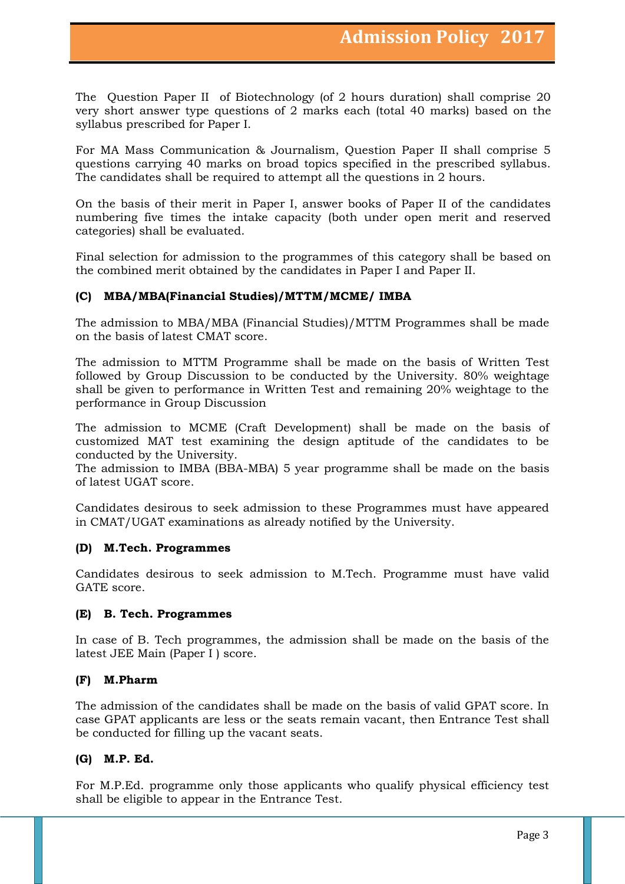The Question Paper II of Biotechnology (of 2 hours duration) shall comprise 20 very short answer type questions of 2 marks each (total 40 marks) based on the syllabus prescribed for Paper I.

For MA Mass Communication & Journalism, Question Paper II shall comprise 5 questions carrying 40 marks on broad topics specified in the prescribed syllabus. The candidates shall be required to attempt all the questions in 2 hours.

On the basis of their merit in Paper I, answer books of Paper II of the candidates numbering five times the intake capacity (both under open merit and reserved categories) shall be evaluated.

Final selection for admission to the programmes of this category shall be based on the combined merit obtained by the candidates in Paper I and Paper II.

### (C) MBA/MBA(Financial Studies)/MTTM/MCME/ IMBA

The admission to MBA/MBA (Financial Studies)/MTTM Programmes shall be made on the basis of latest CMAT score.

The admission to MTTM Programme shall be made on the basis of Written Test followed by Group Discussion to be conducted by the University. 80% weightage shall be given to performance in Written Test and remaining 20% weightage to the performance in Group Discussion

The admission to MCME (Craft Development) shall be made on the basis of customized MAT test examining the design aptitude of the candidates to be conducted by the University.
The admission to IMBA (BBA-MBA) 5 year programme shall be made on the basis of latest UGAT score.

Candidates desirous to seek admission to these Programmes must have appeared in CMAT/UGAT examinations as already notified by the University.

### (D) M.Tech. Programmes

Candidates desirous to seek admission to M.Tech. Programme must have valid GATE score.

### (E) B. Tech. Programmes

In case of B. Tech programmes, the admission shall be made on the basis of the latest JEE Main (Paper I ) score.

### (F) M.Pharm

The admission of the candidates shall be made on the basis of valid GPAT score. In case GPAT applicants are less or the seats remain vacant, then Entrance Test shall be conducted for filling up the vacant seats.

### (G) M.P. Ed.

For M.P.Ed. programme only those applicants who qualify physical efficiency test shall be eligible to appear in the Entrance Test.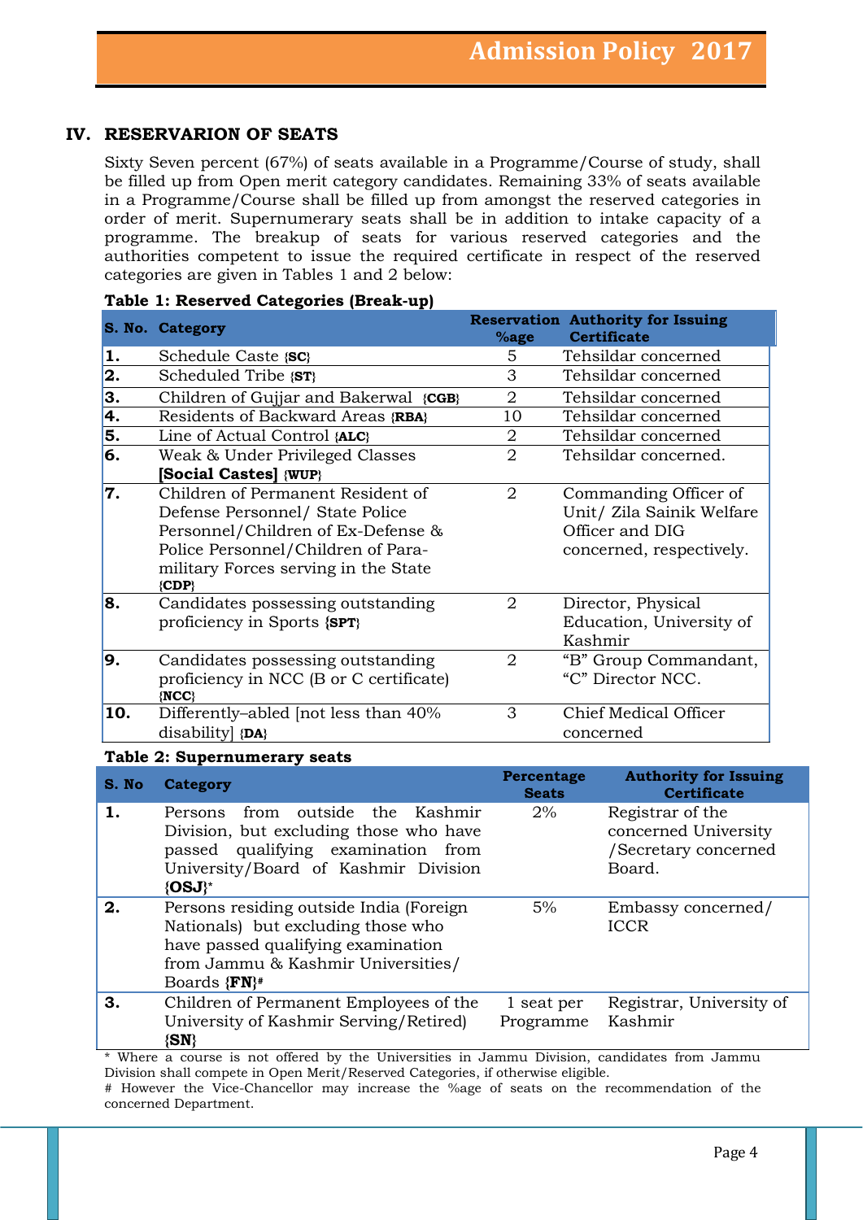## IV. RESERVARION OF SEATS

Sixty Seven percent (67%) of seats available in a Programme/Course of study, shall be filled up from Open merit category candidates. Remaining 33% of seats available in a Programme/Course shall be filled up from amongst the reserved categories in order of merit. Supernumerary seats shall be in addition to intake capacity of a programme. The breakup of seats for various reserved categories and the authorities competent to issue the required certificate in respect of the reserved categories are given in Tables 1 and 2 below:

**Table 1: Reserved Categories (Break-up)**

| S. No. | Category | Reservation %age | Authority for Issuing Certificate |
|---|---|---|---|
| **1.** | Schedule Caste **{SC}** | 5 | Tehsildar concerned |
| **2.** | Scheduled Tribe **{ST}** | 3 | Tehsildar concerned |
| **3.** | Children of Gujjar and Bakerwal **{CGB}** | 2 | Tehsildar concerned |
| **4.** | Residents of Backward Areas **{RBA}** | 10 | Tehsildar concerned |
| **5.** | Line of Actual Control **{ALC}** | 2 | Tehsildar concerned |
| **6.** | Weak & Under Privileged Classes **[Social Castes]** **{WUP}** | 2 | Tehsildar concerned. |
| **7.** | Children of Permanent Resident of Defense Personnel/ State Police Personnel/Children of Ex-Defense & Police Personnel/Children of Para-military Forces serving in the State **{CDP}** | 2 | Commanding Officer of Unit/ Zila Sainik Welfare Officer and DIG concerned, respectively. |
| **8.** | Candidates possessing outstanding proficiency in Sports **{SPT}** | 2 | Director, Physical Education, University of Kashmir |
| **9.** | Candidates possessing outstanding proficiency in NCC (B or C certificate) **{NCC}** | 2 | "B" Group Commandant, "C" Director NCC. |
| **10.** | Differently–abled [not less than 40% disability] **{DA}** | 3 | Chief Medical Officer concerned |

**Table 2: Supernumerary seats**

| S. No | Category | Percentage Seats | Authority for Issuing Certificate |
|---|---|---|---|
| **1.** | Persons from outside the Kashmir Division, but excluding those who have passed qualifying examination from University/Board of Kashmir Division **{OSJ}*** | 2% | Registrar of the concerned University /Secretary concerned Board. |
| **2.** | Persons residing outside India (Foreign Nationals) but excluding those who have passed qualifying examination from Jammu & Kashmir Universities/ Boards **{FN}#** | 5% | Embassy concerned/ ICCR |
| **3.** | Children of Permanent Employees of the University of Kashmir Serving/Retired) **{SN}** | 1 seat per Programme | Registrar, University of Kashmir |

\* Where a course is not offered by the Universities in Jammu Division, candidates from Jammu Division shall compete in Open Merit/Reserved Categories, if otherwise eligible.

# However the Vice-Chancellor may increase the %age of seats on the recommendation of the concerned Department.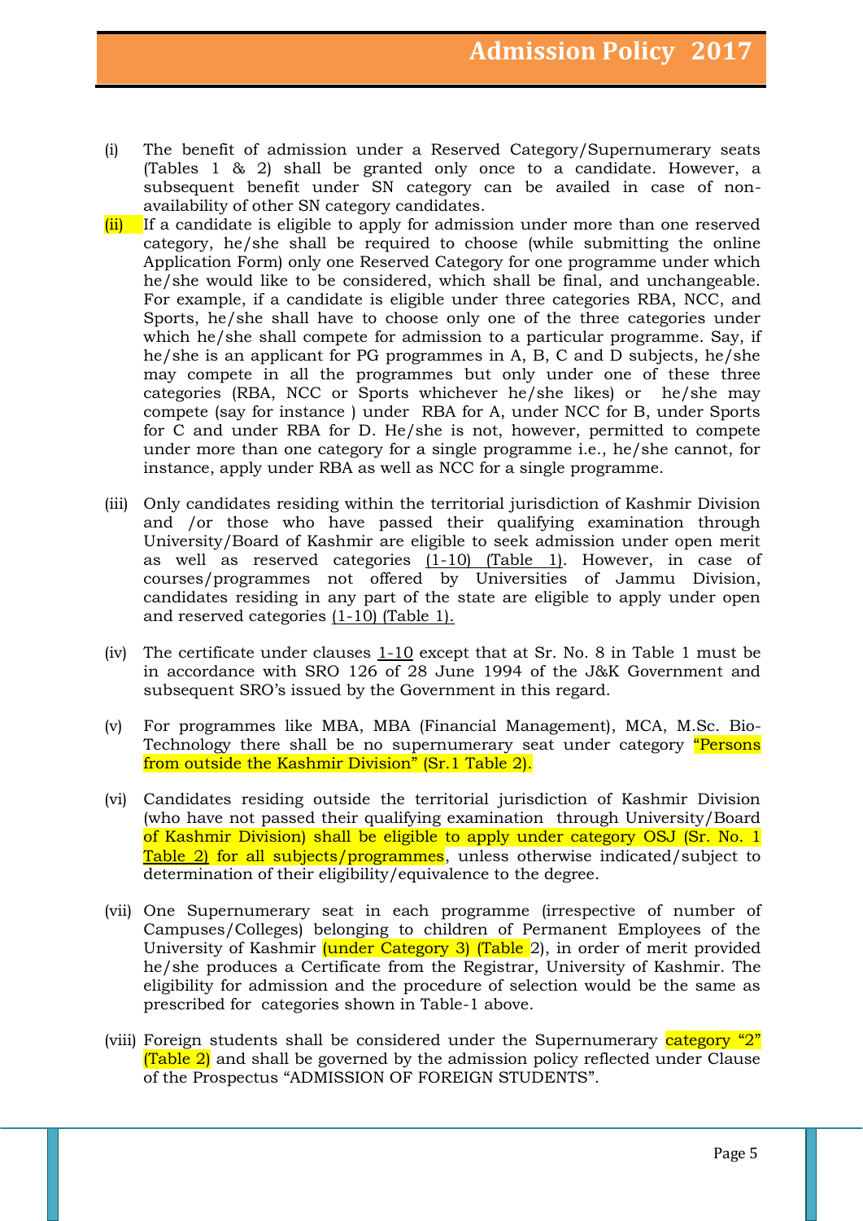(i) The benefit of admission under a Reserved Category/Supernumerary seats (Tables 1 & 2) shall be granted only once to a candidate. However, a subsequent benefit under SN category can be availed in case of non-availability of other SN category candidates.

(ii) If a candidate is eligible to apply for admission under more than one reserved category, he/she shall be required to choose (while submitting the online Application Form) only one Reserved Category for one programme under which he/she would like to be considered, which shall be final, and unchangeable. For example, if a candidate is eligible under three categories RBA, NCC, and Sports, he/she shall have to choose only one of the three categories under which he/she shall compete for admission to a particular programme. Say, if he/she is an applicant for PG programmes in A, B, C and D subjects, he/she may compete in all the programmes but only under one of these three categories (RBA, NCC or Sports whichever he/she likes) or he/she may compete (say for instance ) under RBA for A, under NCC for B, under Sports for C and under RBA for D. He/she is not, however, permitted to compete under more than one category for a single programme i.e., he/she cannot, for instance, apply under RBA as well as NCC for a single programme.

(iii) Only candidates residing within the territorial jurisdiction of Kashmir Division and /or those who have passed their qualifying examination through University/Board of Kashmir are eligible to seek admission under open merit as well as reserved categories (1-10) (Table 1). However, in case of courses/programmes not offered by Universities of Jammu Division, candidates residing in any part of the state are eligible to apply under open and reserved categories (1-10) (Table 1).

(iv) The certificate under clauses 1-10 except that at Sr. No. 8 in Table 1 must be in accordance with SRO 126 of 28 June 1994 of the J&K Government and subsequent SRO's issued by the Government in this regard.

(v) For programmes like MBA, MBA (Financial Management), MCA, M.Sc. Bio-Technology there shall be no supernumerary seat under category "Persons from outside the Kashmir Division" (Sr.1 Table 2).

(vi) Candidates residing outside the territorial jurisdiction of Kashmir Division (who have not passed their qualifying examination through University/Board of Kashmir Division) shall be eligible to apply under category OSJ (Sr. No. 1 Table 2) for all subjects/programmes, unless otherwise indicated/subject to determination of their eligibility/equivalence to the degree.

(vii) One Supernumerary seat in each programme (irrespective of number of Campuses/Colleges) belonging to children of Permanent Employees of the University of Kashmir (under Category 3) (Table 2), in order of merit provided he/she produces a Certificate from the Registrar, University of Kashmir. The eligibility for admission and the procedure of selection would be the same as prescribed for categories shown in Table-1 above.

(viii) Foreign students shall be considered under the Supernumerary category "2" (Table 2) and shall be governed by the admission policy reflected under Clause of the Prospectus "ADMISSION OF FOREIGN STUDENTS".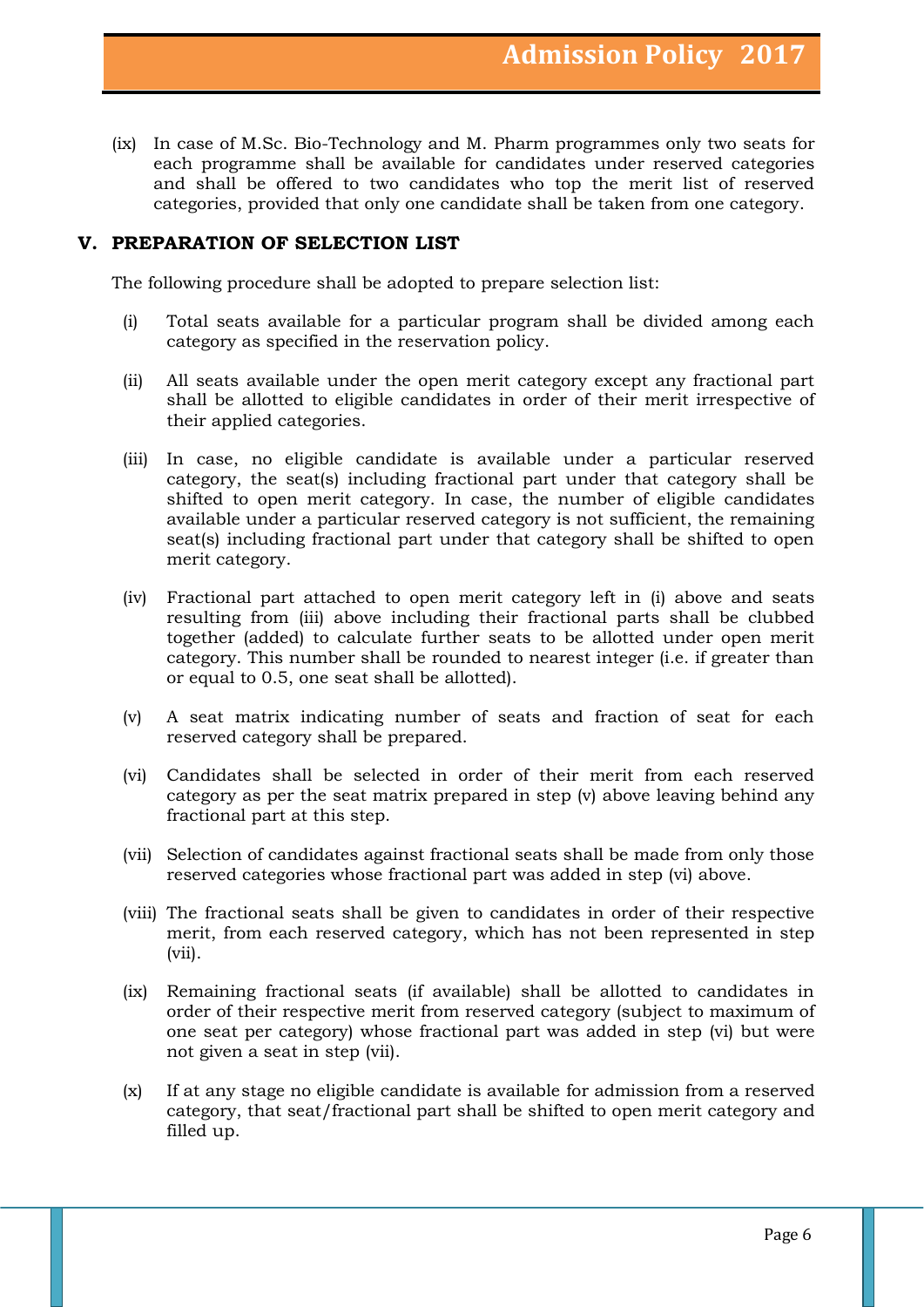(ix) In case of M.Sc. Bio-Technology and M. Pharm programmes only two seats for each programme shall be available for candidates under reserved categories and shall be offered to two candidates who top the merit list of reserved categories, provided that only one candidate shall be taken from one category.

## V. PREPARATION OF SELECTION LIST

The following procedure shall be adopted to prepare selection list:

(i) Total seats available for a particular program shall be divided among each category as specified in the reservation policy.

(ii) All seats available under the open merit category except any fractional part shall be allotted to eligible candidates in order of their merit irrespective of their applied categories.

(iii) In case, no eligible candidate is available under a particular reserved category, the seat(s) including fractional part under that category shall be shifted to open merit category. In case, the number of eligible candidates available under a particular reserved category is not sufficient, the remaining seat(s) including fractional part under that category shall be shifted to open merit category.

(iv) Fractional part attached to open merit category left in (i) above and seats resulting from (iii) above including their fractional parts shall be clubbed together (added) to calculate further seats to be allotted under open merit category. This number shall be rounded to nearest integer (i.e. if greater than or equal to 0.5, one seat shall be allotted).

(v) A seat matrix indicating number of seats and fraction of seat for each reserved category shall be prepared.

(vi) Candidates shall be selected in order of their merit from each reserved category as per the seat matrix prepared in step (v) above leaving behind any fractional part at this step.

(vii) Selection of candidates against fractional seats shall be made from only those reserved categories whose fractional part was added in step (vi) above.

(viii) The fractional seats shall be given to candidates in order of their respective merit, from each reserved category, which has not been represented in step (vii).

(ix) Remaining fractional seats (if available) shall be allotted to candidates in order of their respective merit from reserved category (subject to maximum of one seat per category) whose fractional part was added in step (vi) but were not given a seat in step (vii).

(x) If at any stage no eligible candidate is available for admission from a reserved category, that seat/fractional part shall be shifted to open merit category and filled up.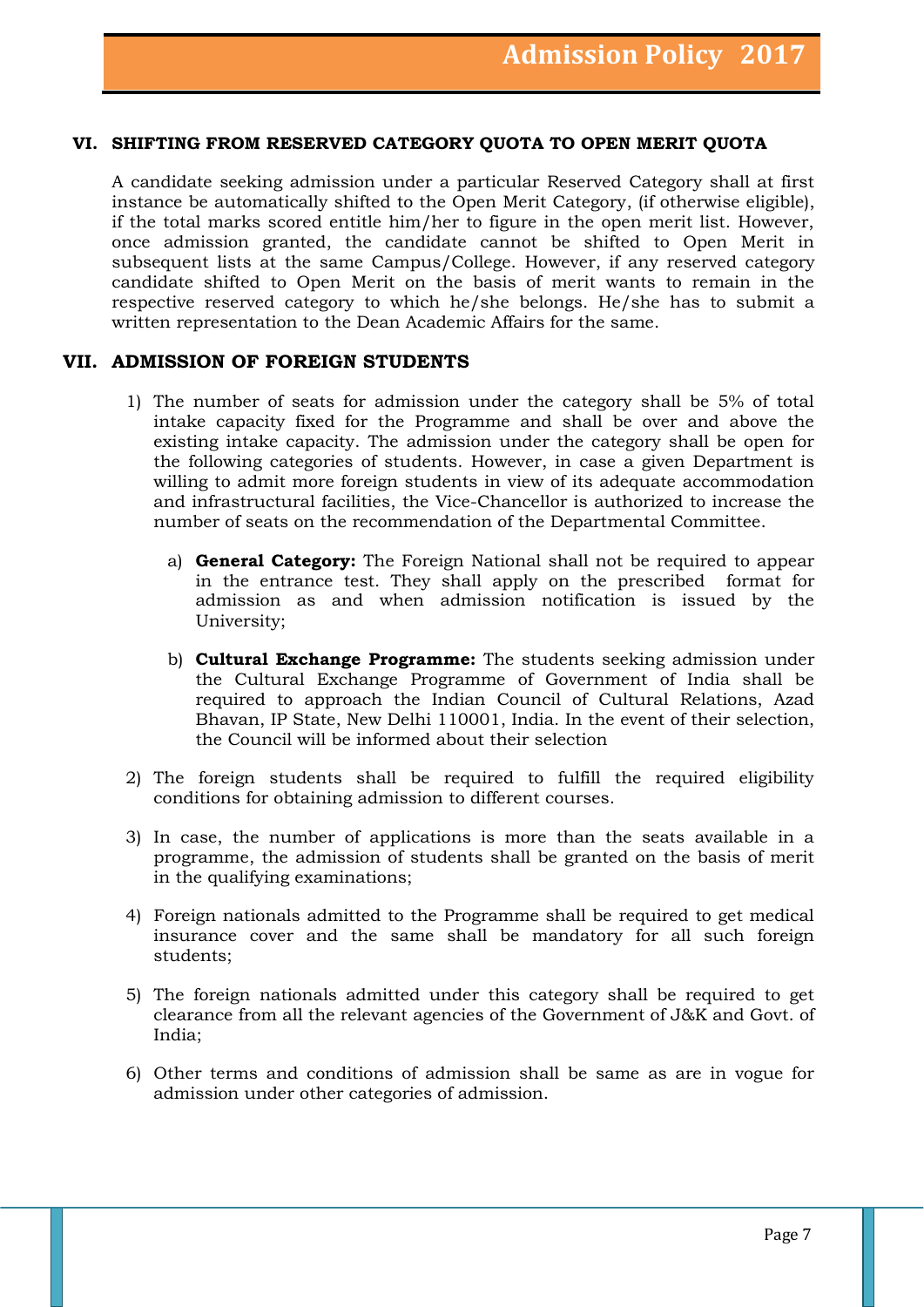## VI. SHIFTING FROM RESERVED CATEGORY QUOTA TO OPEN MERIT QUOTA

A candidate seeking admission under a particular Reserved Category shall at first instance be automatically shifted to the Open Merit Category, (if otherwise eligible), if the total marks scored entitle him/her to figure in the open merit list. However, once admission granted, the candidate cannot be shifted to Open Merit in subsequent lists at the same Campus/College. However, if any reserved category candidate shifted to Open Merit on the basis of merit wants to remain in the respective reserved category to which he/she belongs. He/she has to submit a written representation to the Dean Academic Affairs for the same.

## VII. ADMISSION OF FOREIGN STUDENTS

1) The number of seats for admission under the category shall be 5% of total intake capacity fixed for the Programme and shall be over and above the existing intake capacity. The admission under the category shall be open for the following categories of students. However, in case a given Department is willing to admit more foreign students in view of its adequate accommodation and infrastructural facilities, the Vice-Chancellor is authorized to increase the number of seats on the recommendation of the Departmental Committee.

   a) **General Category:** The Foreign National shall not be required to appear in the entrance test. They shall apply on the prescribed format for admission as and when admission notification is issued by the University;

   b) **Cultural Exchange Programme:** The students seeking admission under the Cultural Exchange Programme of Government of India shall be required to approach the Indian Council of Cultural Relations, Azad Bhavan, IP State, New Delhi 110001, India. In the event of their selection, the Council will be informed about their selection

2) The foreign students shall be required to fulfill the required eligibility conditions for obtaining admission to different courses.

3) In case, the number of applications is more than the seats available in a programme, the admission of students shall be granted on the basis of merit in the qualifying examinations;

4) Foreign nationals admitted to the Programme shall be required to get medical insurance cover and the same shall be mandatory for all such foreign students;

5) The foreign nationals admitted under this category shall be required to get clearance from all the relevant agencies of the Government of J&K and Govt. of India;

6) Other terms and conditions of admission shall be same as are in vogue for admission under other categories of admission.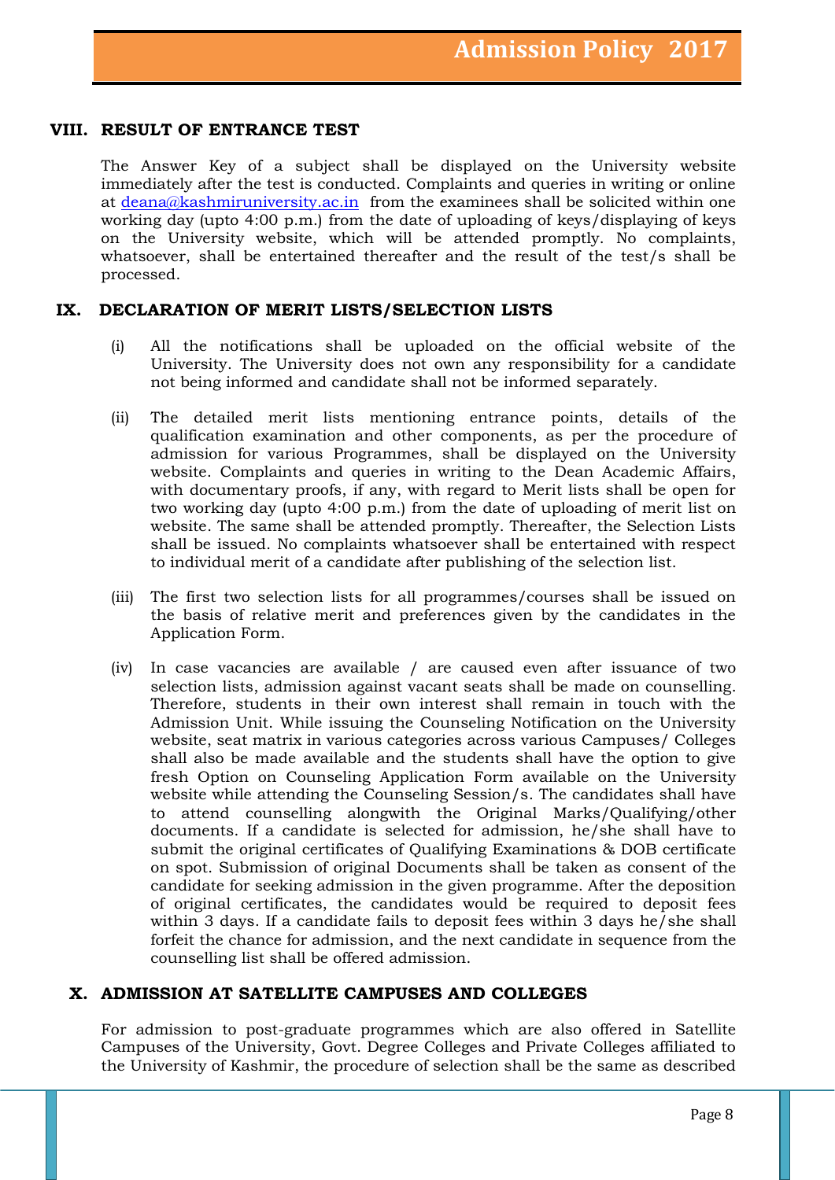## VIII. RESULT OF ENTRANCE TEST

The Answer Key of a subject shall be displayed on the University website immediately after the test is conducted. Complaints and queries in writing or online at [deana@kashmiruniversity.ac.in](mailto:deana@kashmiruniversity.ac.in) from the examinees shall be solicited within one working day (upto 4:00 p.m.) from the date of uploading of keys/displaying of keys on the University website, which will be attended promptly. No complaints, whatsoever, shall be entertained thereafter and the result of the test/s shall be processed.

## IX. DECLARATION OF MERIT LISTS/SELECTION LISTS

(i) All the notifications shall be uploaded on the official website of the University. The University does not own any responsibility for a candidate not being informed and candidate shall not be informed separately.

(ii) The detailed merit lists mentioning entrance points, details of the qualification examination and other components, as per the procedure of admission for various Programmes, shall be displayed on the University website. Complaints and queries in writing to the Dean Academic Affairs, with documentary proofs, if any, with regard to Merit lists shall be open for two working day (upto 4:00 p.m.) from the date of uploading of merit list on website. The same shall be attended promptly. Thereafter, the Selection Lists shall be issued. No complaints whatsoever shall be entertained with respect to individual merit of a candidate after publishing of the selection list.

(iii) The first two selection lists for all programmes/courses shall be issued on the basis of relative merit and preferences given by the candidates in the Application Form.

(iv) In case vacancies are available / are caused even after issuance of two selection lists, admission against vacant seats shall be made on counselling. Therefore, students in their own interest shall remain in touch with the Admission Unit. While issuing the Counseling Notification on the University website, seat matrix in various categories across various Campuses/ Colleges shall also be made available and the students shall have the option to give fresh Option on Counseling Application Form available on the University website while attending the Counseling Session/s. The candidates shall have to attend counselling alongwith the Original Marks/Qualifying/other documents. If a candidate is selected for admission, he/she shall have to submit the original certificates of Qualifying Examinations & DOB certificate on spot. Submission of original Documents shall be taken as consent of the candidate for seeking admission in the given programme. After the deposition of original certificates, the candidates would be required to deposit fees within 3 days. If a candidate fails to deposit fees within 3 days he/she shall forfeit the chance for admission, and the next candidate in sequence from the counselling list shall be offered admission.

## X. ADMISSION AT SATELLITE CAMPUSES AND COLLEGES

For admission to post-graduate programmes which are also offered in Satellite Campuses of the University, Govt. Degree Colleges and Private Colleges affiliated to the University of Kashmir, the procedure of selection shall be the same as described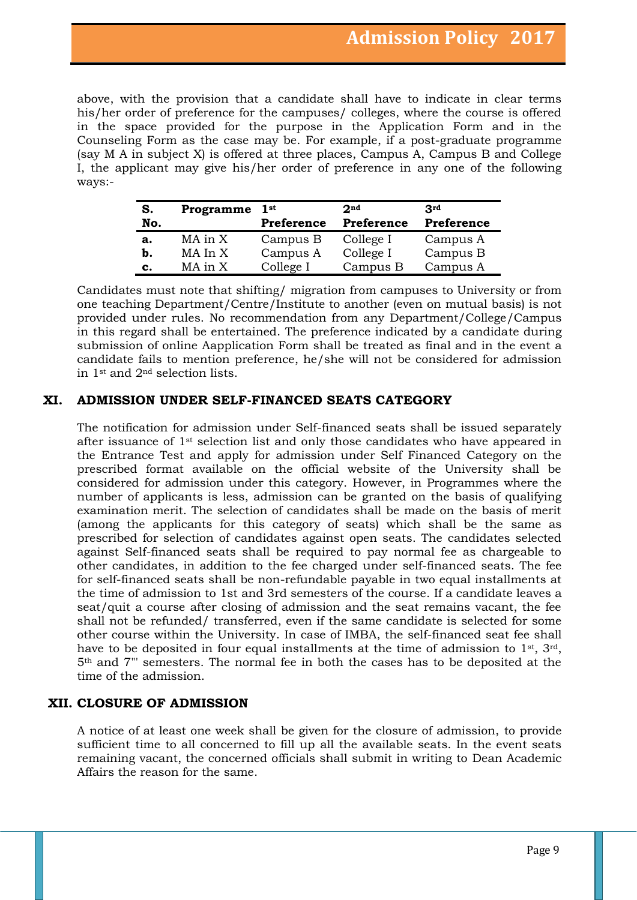above, with the provision that a candidate shall have to indicate in clear terms his/her order of preference for the campuses/ colleges, where the course is offered in the space provided for the purpose in the Application Form and in the Counseling Form as the case may be. For example, if a post-graduate programme (say M A in subject X) is offered at three places, Campus A, Campus B and College I, the applicant may give his/her order of preference in any one of the following ways:-

| S. No. | Programme | 1st Preference | 2nd Preference | 3rd Preference |
|---|---|---|---|---|
| a. | MA in X | Campus B | College I | Campus A |
| b. | MA In X | Campus A | College I | Campus B |
| c. | MA in X | College I | Campus B | Campus A |

Candidates must note that shifting/ migration from campuses to University or from one teaching Department/Centre/Institute to another (even on mutual basis) is not provided under rules. No recommendation from any Department/College/Campus in this regard shall be entertained. The preference indicated by a candidate during submission of online Aapplication Form shall be treated as final and in the event a candidate fails to mention preference, he/she will not be considered for admission in 1st and 2nd selection lists.

## XI. ADMISSION UNDER SELF-FINANCED SEATS CATEGORY

The notification for admission under Self-financed seats shall be issued separately after issuance of 1st selection list and only those candidates who have appeared in the Entrance Test and apply for admission under Self Financed Category on the prescribed format available on the official website of the University shall be considered for admission under this category. However, in Programmes where the number of applicants is less, admission can be granted on the basis of qualifying examination merit. The selection of candidates shall be made on the basis of merit (among the applicants for this category of seats) which shall be the same as prescribed for selection of candidates against open seats. The candidates selected against Self-financed seats shall be required to pay normal fee as chargeable to other candidates, in addition to the fee charged under self-financed seats. The fee for self-financed seats shall be non-refundable payable in two equal installments at the time of admission to 1st and 3rd semesters of the course. If a candidate leaves a seat/quit a course after closing of admission and the seat remains vacant, the fee shall not be refunded/ transferred, even if the same candidate is selected for some other course within the University. In case of IMBA, the self-financed seat fee shall have to be deposited in four equal installments at the time of admission to 1st, 3rd, 5th and 7''' semesters. The normal fee in both the cases has to be deposited at the time of the admission.

## XII. CLOSURE OF ADMISSION

A notice of at least one week shall be given for the closure of admission, to provide sufficient time to all concerned to fill up all the available seats. In the event seats remaining vacant, the concerned officials shall submit in writing to Dean Academic Affairs the reason for the same.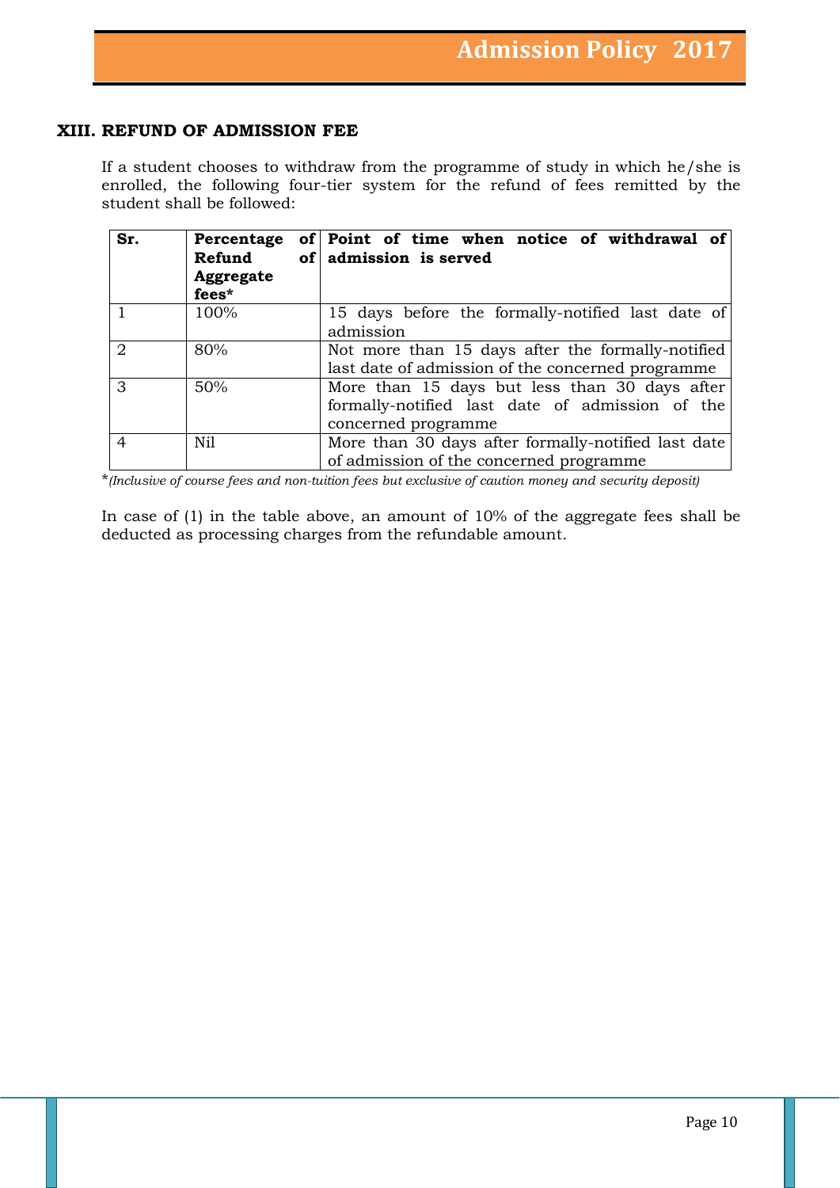## XIII. REFUND OF ADMISSION FEE

If a student chooses to withdraw from the programme of study in which he/she is enrolled, the following four-tier system for the refund of fees remitted by the student shall be followed:

| Sr. | Percentage of Refund of Aggregate fees* | Point of time when notice of withdrawal of admission is served |
|---|---|---|
| 1 | 100% | 15 days before the formally-notified last date of admission |
| 2 | 80% | Not more than 15 days after the formally-notified last date of admission of the concerned programme |
| 3 | 50% | More than 15 days but less than 30 days after formally-notified last date of admission of the concerned programme |
| 4 | Nil | More than 30 days after formally-notified last date of admission of the concerned programme |

**(Inclusive of course fees and non-tuition fees but exclusive of caution money and security deposit)*

In case of (1) in the table above, an amount of 10% of the aggregate fees shall be deducted as processing charges from the refundable amount.